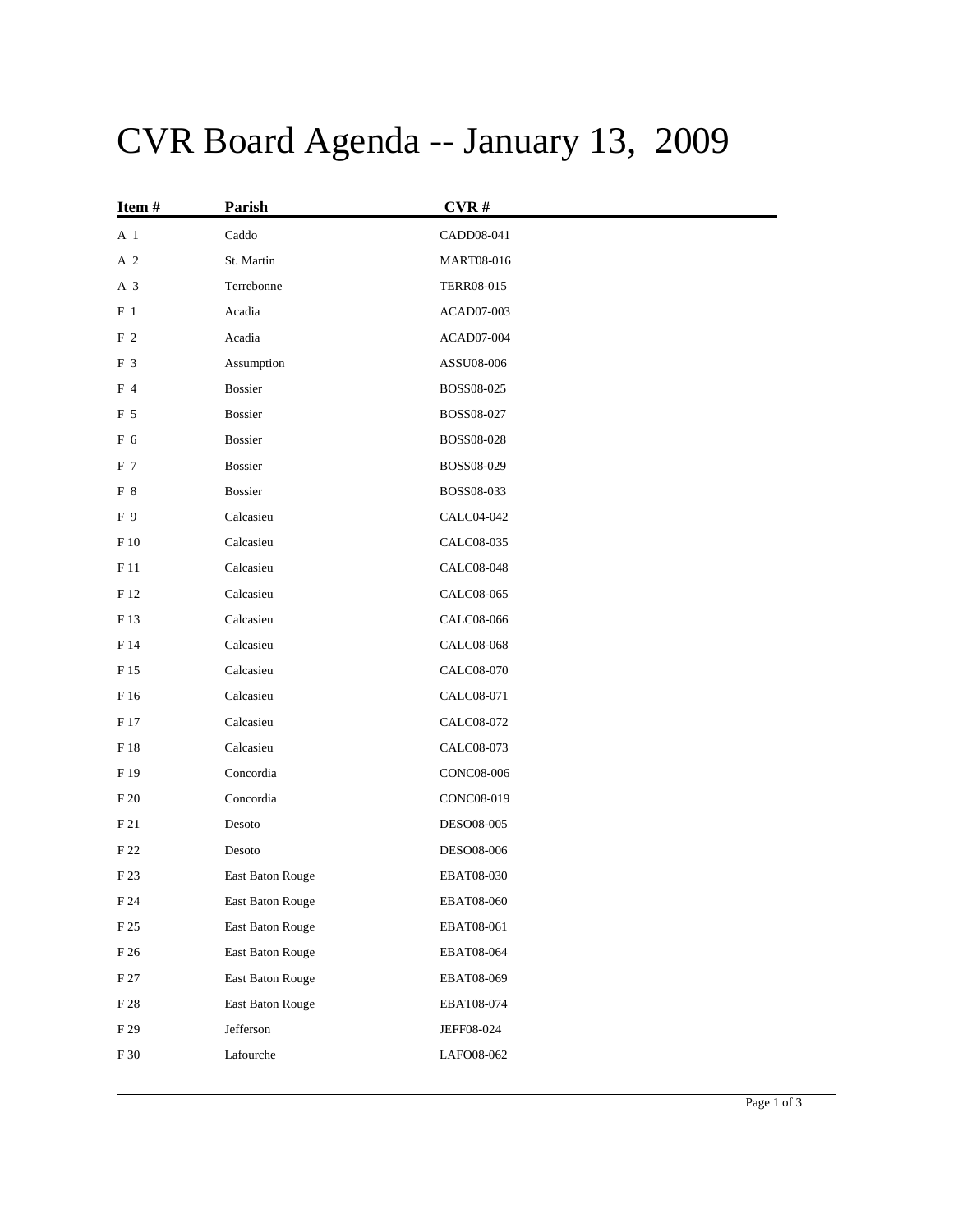# CVR Board Agenda -- January 13, 2009

| Item # | Parish | CVR # |
|---|---|---|
| A 1 | Caddo | CADD08-041 |
| A 2 | St. Martin | MART08-016 |
| A 3 | Terrebonne | TERR08-015 |
| F 1 | Acadia | ACAD07-003 |
| F 2 | Acadia | ACAD07-004 |
| F 3 | Assumption | ASSU08-006 |
| F 4 | Bossier | BOSS08-025 |
| F 5 | Bossier | BOSS08-027 |
| F 6 | Bossier | BOSS08-028 |
| F 7 | Bossier | BOSS08-029 |
| F 8 | Bossier | BOSS08-033 |
| F 9 | Calcasieu | CALC04-042 |
| F 10 | Calcasieu | CALC08-035 |
| F 11 | Calcasieu | CALC08-048 |
| F 12 | Calcasieu | CALC08-065 |
| F 13 | Calcasieu | CALC08-066 |
| F 14 | Calcasieu | CALC08-068 |
| F 15 | Calcasieu | CALC08-070 |
| F 16 | Calcasieu | CALC08-071 |
| F 17 | Calcasieu | CALC08-072 |
| F 18 | Calcasieu | CALC08-073 |
| F 19 | Concordia | CONC08-006 |
| F 20 | Concordia | CONC08-019 |
| F 21 | Desoto | DESO08-005 |
| F 22 | Desoto | DESO08-006 |
| F 23 | East Baton Rouge | EBAT08-030 |
| F 24 | East Baton Rouge | EBAT08-060 |
| F 25 | East Baton Rouge | EBAT08-061 |
| F 26 | East Baton Rouge | EBAT08-064 |
| F 27 | East Baton Rouge | EBAT08-069 |
| F 28 | East Baton Rouge | EBAT08-074 |
| F 29 | Jefferson | JEFF08-024 |
| F 30 | Lafourche | LAFO08-062 |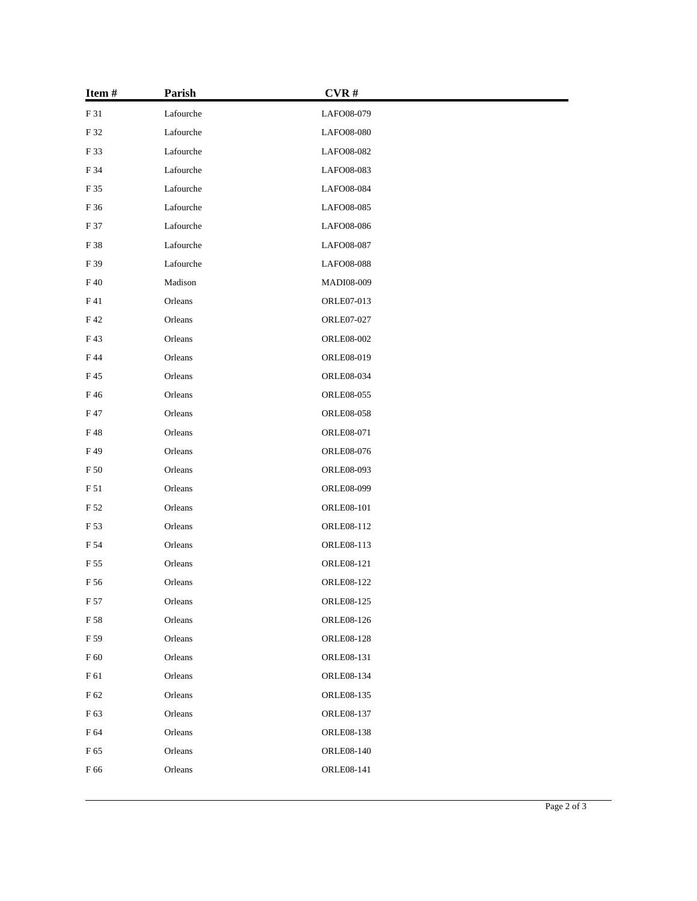| Item # | Parish | CVR # |
|---|---|---|
| F 31 | Lafourche | LAFO08-079 |
| F 32 | Lafourche | LAFO08-080 |
| F 33 | Lafourche | LAFO08-082 |
| F 34 | Lafourche | LAFO08-083 |
| F 35 | Lafourche | LAFO08-084 |
| F 36 | Lafourche | LAFO08-085 |
| F 37 | Lafourche | LAFO08-086 |
| F 38 | Lafourche | LAFO08-087 |
| F 39 | Lafourche | LAFO08-088 |
| F 40 | Madison | MADI08-009 |
| F 41 | Orleans | ORLE07-013 |
| F 42 | Orleans | ORLE07-027 |
| F 43 | Orleans | ORLE08-002 |
| F 44 | Orleans | ORLE08-019 |
| F 45 | Orleans | ORLE08-034 |
| F 46 | Orleans | ORLE08-055 |
| F 47 | Orleans | ORLE08-058 |
| F 48 | Orleans | ORLE08-071 |
| F 49 | Orleans | ORLE08-076 |
| F 50 | Orleans | ORLE08-093 |
| F 51 | Orleans | ORLE08-099 |
| F 52 | Orleans | ORLE08-101 |
| F 53 | Orleans | ORLE08-112 |
| F 54 | Orleans | ORLE08-113 |
| F 55 | Orleans | ORLE08-121 |
| F 56 | Orleans | ORLE08-122 |
| F 57 | Orleans | ORLE08-125 |
| F 58 | Orleans | ORLE08-126 |
| F 59 | Orleans | ORLE08-128 |
| F 60 | Orleans | ORLE08-131 |
| F 61 | Orleans | ORLE08-134 |
| F 62 | Orleans | ORLE08-135 |
| F 63 | Orleans | ORLE08-137 |
| F 64 | Orleans | ORLE08-138 |
| F 65 | Orleans | ORLE08-140 |
| F 66 | Orleans | ORLE08-141 |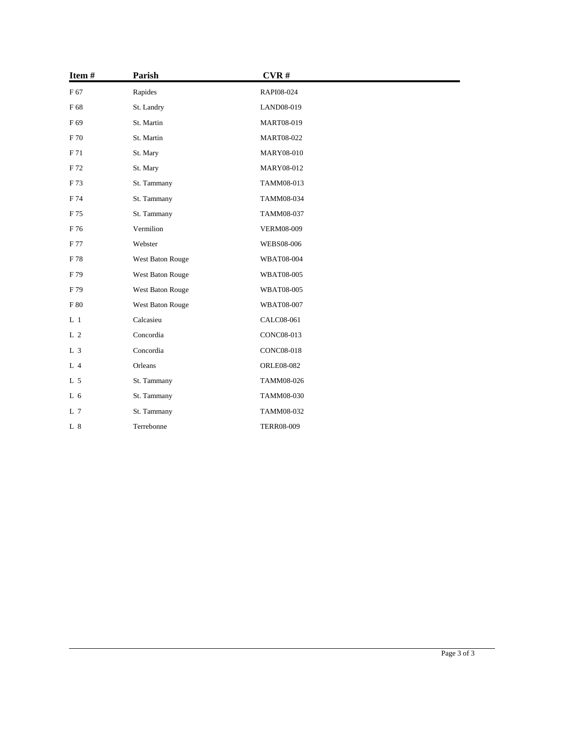| Item # | Parish | CVR # |
|---|---|---|
| F 67 | Rapides | RAPI08-024 |
| F 68 | St. Landry | LAND08-019 |
| F 69 | St. Martin | MART08-019 |
| F 70 | St. Martin | MART08-022 |
| F 71 | St. Mary | MARY08-010 |
| F 72 | St. Mary | MARY08-012 |
| F 73 | St. Tammany | TAMM08-013 |
| F 74 | St. Tammany | TAMM08-034 |
| F 75 | St. Tammany | TAMM08-037 |
| F 76 | Vermilion | VERM08-009 |
| F 77 | Webster | WEBS08-006 |
| F 78 | West Baton Rouge | WBAT08-004 |
| F 79 | West Baton Rouge | WBAT08-005 |
| F 79 | West Baton Rouge | WBAT08-005 |
| F 80 | West Baton Rouge | WBAT08-007 |
| L 1 | Calcasieu | CALC08-061 |
| L 2 | Concordia | CONC08-013 |
| L 3 | Concordia | CONC08-018 |
| L 4 | Orleans | ORLE08-082 |
| L 5 | St. Tammany | TAMM08-026 |
| L 6 | St. Tammany | TAMM08-030 |
| L 7 | St. Tammany | TAMM08-032 |
| L 8 | Terrebonne | TERR08-009 |